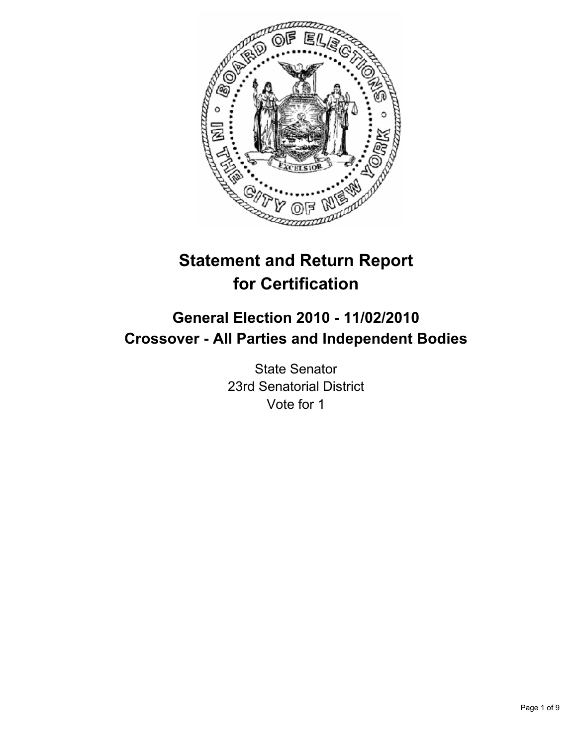# Statement and Return Report for Certification

## General Election 2010 - 11/02/2010
## Crossover - All Parties and Independent Bodies

State Senator
23rd Senatorial District
Vote for 1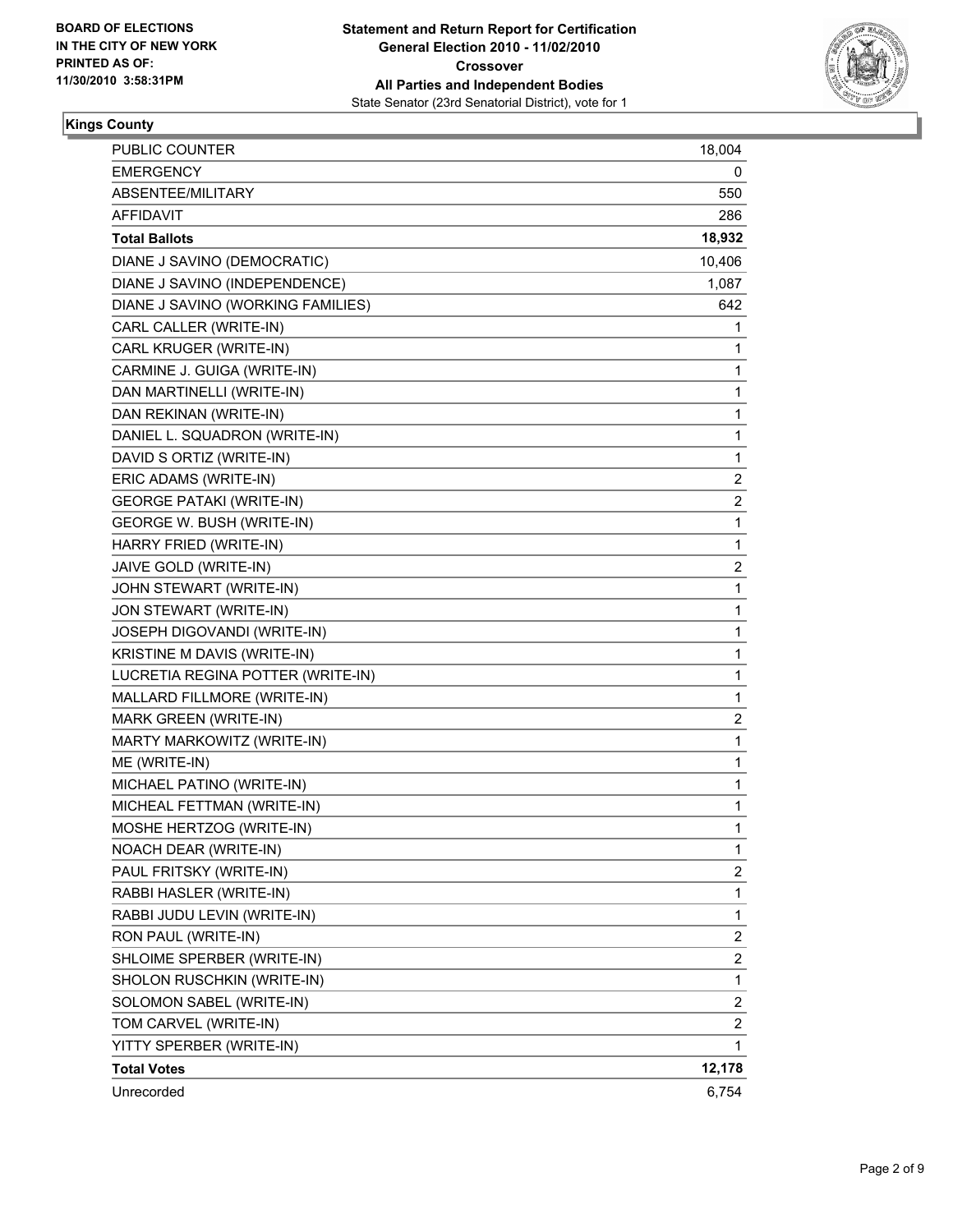**BOARD OF ELECTIONS IN THE CITY OF NEW YORK PRINTED AS OF: 11/30/2010 3:58:31PM**

**Statement and Return Report for Certification**
**General Election 2010 - 11/02/2010**
**Crossover**
**All Parties and Independent Bodies**
State Senator (23rd Senatorial District), vote for 1

## Kings County

| | |
|---|---|
| PUBLIC COUNTER | 18,004 |
| EMERGENCY | 0 |
| ABSENTEE/MILITARY | 550 |
| AFFIDAVIT | 286 |
| **Total Ballots** | **18,932** |
| DIANE J SAVINO (DEMOCRATIC) | 10,406 |
| DIANE J SAVINO (INDEPENDENCE) | 1,087 |
| DIANE J SAVINO (WORKING FAMILIES) | 642 |
| CARL CALLER (WRITE-IN) | 1 |
| CARL KRUGER (WRITE-IN) | 1 |
| CARMINE J. GUIGA (WRITE-IN) | 1 |
| DAN MARTINELLI (WRITE-IN) | 1 |
| DAN REKINAN (WRITE-IN) | 1 |
| DANIEL L. SQUADRON (WRITE-IN) | 1 |
| DAVID S ORTIZ (WRITE-IN) | 1 |
| ERIC ADAMS (WRITE-IN) | 2 |
| GEORGE PATAKI (WRITE-IN) | 2 |
| GEORGE W. BUSH (WRITE-IN) | 1 |
| HARRY FRIED (WRITE-IN) | 1 |
| JAIVE GOLD (WRITE-IN) | 2 |
| JOHN STEWART (WRITE-IN) | 1 |
| JON STEWART (WRITE-IN) | 1 |
| JOSEPH DIGOVANDI (WRITE-IN) | 1 |
| KRISTINE M DAVIS (WRITE-IN) | 1 |
| LUCRETIA REGINA POTTER (WRITE-IN) | 1 |
| MALLARD FILLMORE (WRITE-IN) | 1 |
| MARK GREEN (WRITE-IN) | 2 |
| MARTY MARKOWITZ (WRITE-IN) | 1 |
| ME (WRITE-IN) | 1 |
| MICHAEL PATINO (WRITE-IN) | 1 |
| MICHEAL FETTMAN (WRITE-IN) | 1 |
| MOSHE HERTZOG (WRITE-IN) | 1 |
| NOACH DEAR (WRITE-IN) | 1 |
| PAUL FRITSKY (WRITE-IN) | 2 |
| RABBI HASLER (WRITE-IN) | 1 |
| RABBI JUDU LEVIN (WRITE-IN) | 1 |
| RON PAUL (WRITE-IN) | 2 |
| SHLOIME SPERBER (WRITE-IN) | 2 |
| SHOLON RUSCHKIN (WRITE-IN) | 1 |
| SOLOMON SABEL (WRITE-IN) | 2 |
| TOM CARVEL (WRITE-IN) | 2 |
| YITTY SPERBER (WRITE-IN) | 1 |
| **Total Votes** | **12,178** |
| Unrecorded | 6,754 |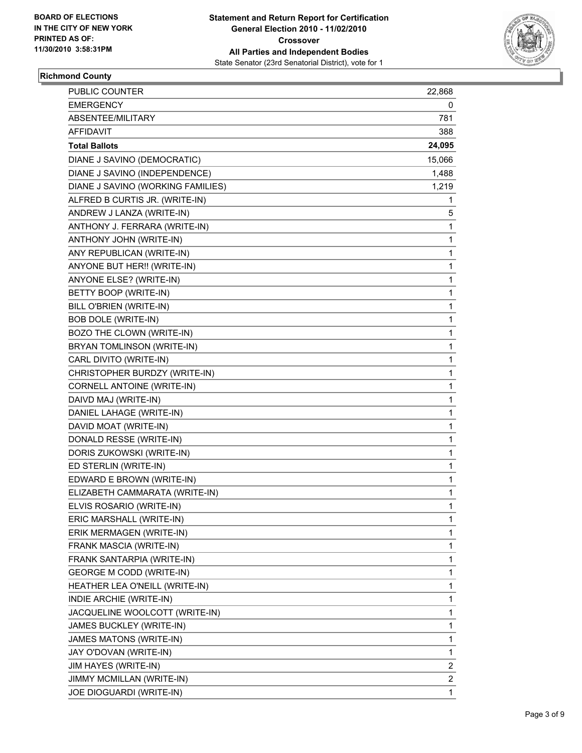BOARD OF ELECTIONS
IN THE CITY OF NEW YORK
PRINTED AS OF:
11/30/2010 3:58:31PM

**Statement and Return Report for Certification**
**General Election 2010 - 11/02/2010**
**Crossover**
**All Parties and Independent Bodies**
State Senator (23rd Senatorial District), vote for 1

## Richmond County

| | |
|---|---|
| PUBLIC COUNTER | 22,868 |
| EMERGENCY | 0 |
| ABSENTEE/MILITARY | 781 |
| AFFIDAVIT | 388 |
| **Total Ballots** | **24,095** |
| DIANE J SAVINO (DEMOCRATIC) | 15,066 |
| DIANE J SAVINO (INDEPENDENCE) | 1,488 |
| DIANE J SAVINO (WORKING FAMILIES) | 1,219 |
| ALFRED B CURTIS JR. (WRITE-IN) | 1 |
| ANDREW J LANZA (WRITE-IN) | 5 |
| ANTHONY J. FERRARA (WRITE-IN) | 1 |
| ANTHONY JOHN (WRITE-IN) | 1 |
| ANY REPUBLICAN (WRITE-IN) | 1 |
| ANYONE BUT HER!! (WRITE-IN) | 1 |
| ANYONE ELSE? (WRITE-IN) | 1 |
| BETTY BOOP (WRITE-IN) | 1 |
| BILL O'BRIEN (WRITE-IN) | 1 |
| BOB DOLE (WRITE-IN) | 1 |
| BOZO THE CLOWN (WRITE-IN) | 1 |
| BRYAN TOMLINSON (WRITE-IN) | 1 |
| CARL DIVITO (WRITE-IN) | 1 |
| CHRISTOPHER BURDZY (WRITE-IN) | 1 |
| CORNELL ANTOINE (WRITE-IN) | 1 |
| DAIVD MAJ (WRITE-IN) | 1 |
| DANIEL LAHAGE (WRITE-IN) | 1 |
| DAVID MOAT (WRITE-IN) | 1 |
| DONALD RESSE (WRITE-IN) | 1 |
| DORIS ZUKOWSKI (WRITE-IN) | 1 |
| ED STERLIN (WRITE-IN) | 1 |
| EDWARD E BROWN (WRITE-IN) | 1 |
| ELIZABETH CAMMARATA (WRITE-IN) | 1 |
| ELVIS ROSARIO (WRITE-IN) | 1 |
| ERIC MARSHALL (WRITE-IN) | 1 |
| ERIK MERMAGEN (WRITE-IN) | 1 |
| FRANK MASCIA (WRITE-IN) | 1 |
| FRANK SANTARPIA (WRITE-IN) | 1 |
| GEORGE M CODD (WRITE-IN) | 1 |
| HEATHER LEA O'NEILL (WRITE-IN) | 1 |
| INDIE ARCHIE (WRITE-IN) | 1 |
| JACQUELINE WOOLCOTT (WRITE-IN) | 1 |
| JAMES BUCKLEY (WRITE-IN) | 1 |
| JAMES MATONS (WRITE-IN) | 1 |
| JAY O'DOVAN (WRITE-IN) | 1 |
| JIM HAYES (WRITE-IN) | 2 |
| JIMMY MCMILLAN (WRITE-IN) | 2 |
| JOE DIOGUARDI (WRITE-IN) | 1 |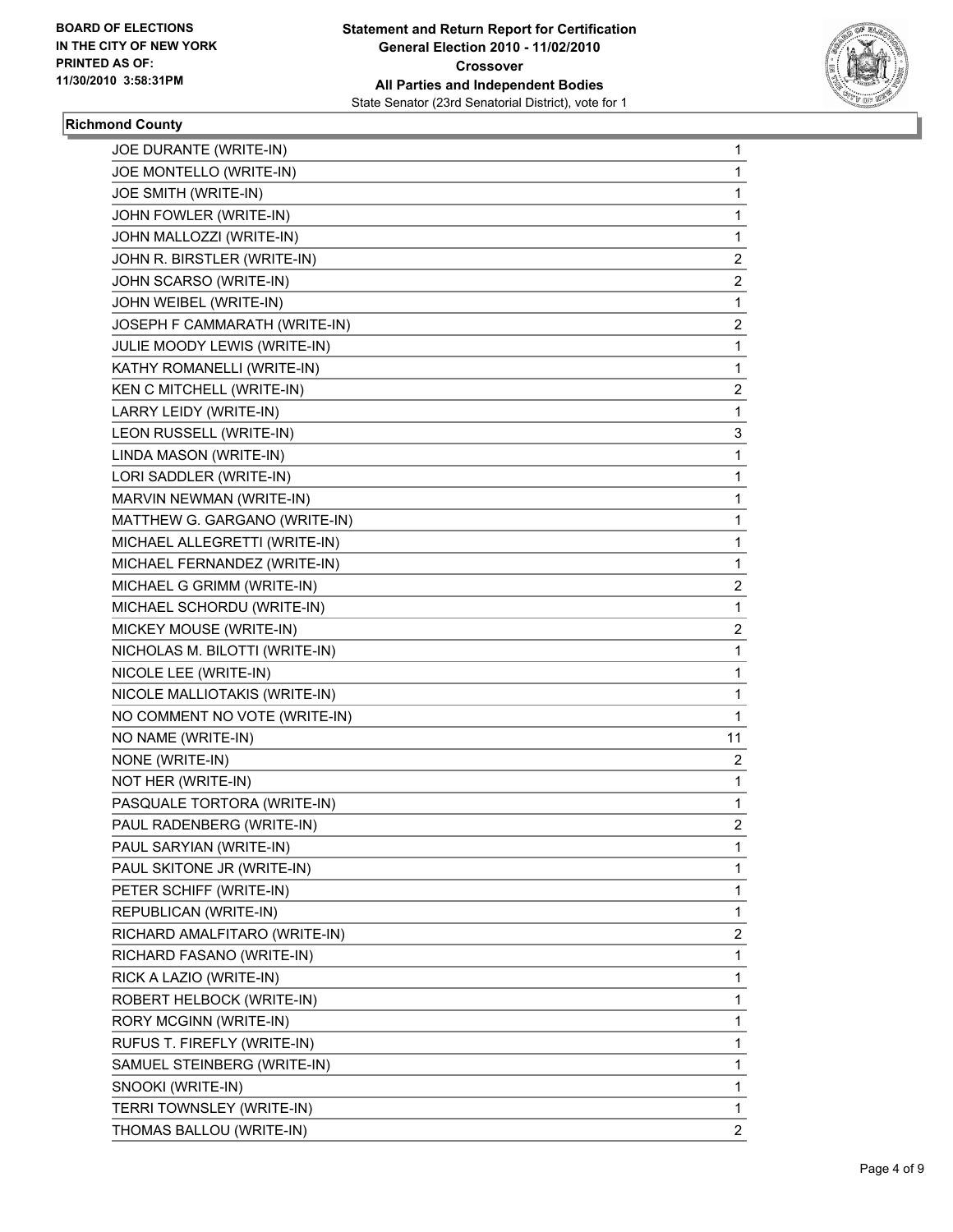**BOARD OF ELECTIONS IN THE CITY OF NEW YORK PRINTED AS OF: 11/30/2010 3:58:31PM**

**Statement and Return Report for Certification General Election 2010 - 11/02/2010 Crossover All Parties and Independent Bodies**

State Senator (23rd Senatorial District), vote for 1

**Richmond County**

| | |
|---|---|
| JOE DURANTE (WRITE-IN) | 1 |
| JOE MONTELLO (WRITE-IN) | 1 |
| JOE SMITH (WRITE-IN) | 1 |
| JOHN FOWLER (WRITE-IN) | 1 |
| JOHN MALLOZZI (WRITE-IN) | 1 |
| JOHN R. BIRSTLER (WRITE-IN) | 2 |
| JOHN SCARSO (WRITE-IN) | 2 |
| JOHN WEIBEL (WRITE-IN) | 1 |
| JOSEPH F CAMMARATH (WRITE-IN) | 2 |
| JULIE MOODY LEWIS (WRITE-IN) | 1 |
| KATHY ROMANELLI (WRITE-IN) | 1 |
| KEN C MITCHELL (WRITE-IN) | 2 |
| LARRY LEIDY (WRITE-IN) | 1 |
| LEON RUSSELL (WRITE-IN) | 3 |
| LINDA MASON (WRITE-IN) | 1 |
| LORI SADDLER (WRITE-IN) | 1 |
| MARVIN NEWMAN (WRITE-IN) | 1 |
| MATTHEW G. GARGANO (WRITE-IN) | 1 |
| MICHAEL ALLEGRETTI (WRITE-IN) | 1 |
| MICHAEL FERNANDEZ (WRITE-IN) | 1 |
| MICHAEL G GRIMM (WRITE-IN) | 2 |
| MICHAEL SCHORDU (WRITE-IN) | 1 |
| MICKEY MOUSE (WRITE-IN) | 2 |
| NICHOLAS M. BILOTTI (WRITE-IN) | 1 |
| NICOLE LEE (WRITE-IN) | 1 |
| NICOLE MALLIOTAKIS (WRITE-IN) | 1 |
| NO COMMENT NO VOTE (WRITE-IN) | 1 |
| NO NAME (WRITE-IN) | 11 |
| NONE (WRITE-IN) | 2 |
| NOT HER (WRITE-IN) | 1 |
| PASQUALE TORTORA (WRITE-IN) | 1 |
| PAUL RADENBERG (WRITE-IN) | 2 |
| PAUL SARYIAN (WRITE-IN) | 1 |
| PAUL SKITONE JR (WRITE-IN) | 1 |
| PETER SCHIFF (WRITE-IN) | 1 |
| REPUBLICAN (WRITE-IN) | 1 |
| RICHARD AMALFITARO (WRITE-IN) | 2 |
| RICHARD FASANO (WRITE-IN) | 1 |
| RICK A LAZIO (WRITE-IN) | 1 |
| ROBERT HELBOCK (WRITE-IN) | 1 |
| RORY MCGINN (WRITE-IN) | 1 |
| RUFUS T. FIREFLY (WRITE-IN) | 1 |
| SAMUEL STEINBERG (WRITE-IN) | 1 |
| SNOOKI (WRITE-IN) | 1 |
| TERRI TOWNSLEY (WRITE-IN) | 1 |
| THOMAS BALLOU (WRITE-IN) | 2 |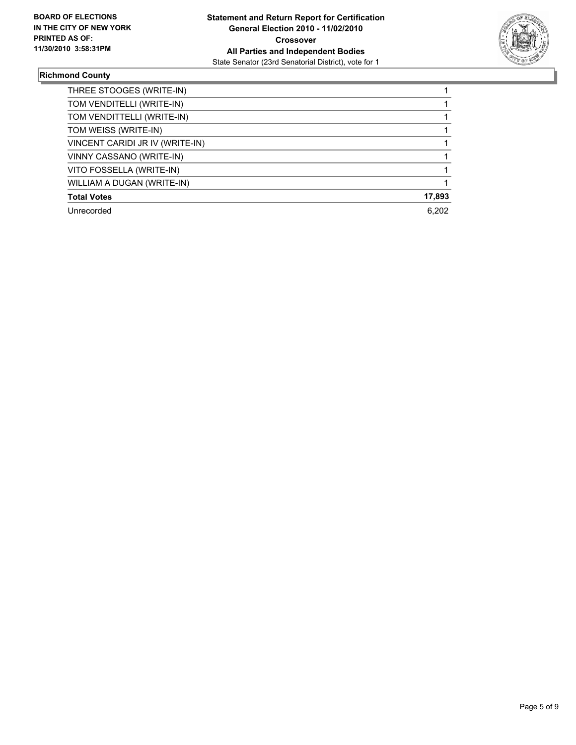## Richmond County

| Candidate | Votes |
|---|---|
| THREE STOOGES (WRITE-IN) | 1 |
| TOM VENDITELLI (WRITE-IN) | 1 |
| TOM VENDITTELLI (WRITE-IN) | 1 |
| TOM WEISS (WRITE-IN) | 1 |
| VINCENT CARIDI JR IV (WRITE-IN) | 1 |
| VINNY CASSANO (WRITE-IN) | 1 |
| VITO FOSSELLA (WRITE-IN) | 1 |
| WILLIAM A DUGAN (WRITE-IN) | 1 |
| **Total Votes** | **17,893** |
| Unrecorded | 6,202 |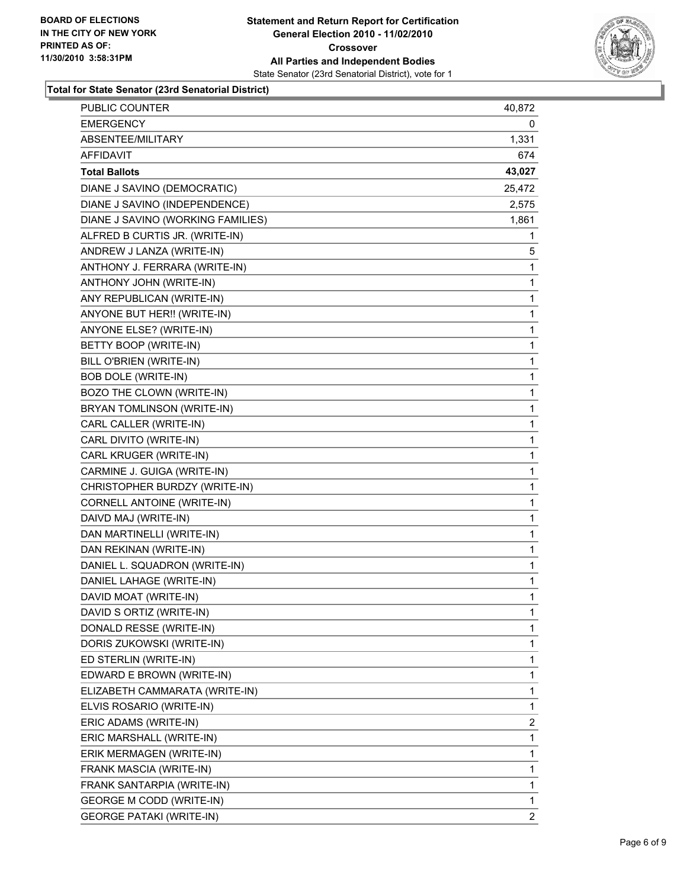**BOARD OF ELECTIONS IN THE CITY OF NEW YORK PRINTED AS OF: 11/30/2010 3:58:31PM**

# Statement and Return Report for Certification General Election 2010 - 11/02/2010 Crossover All Parties and Independent Bodies

State Senator (23rd Senatorial District), vote for 1

## Total for State Senator (23rd Senatorial District)

| | |
|---|---|
| PUBLIC COUNTER | 40,872 |
| EMERGENCY | 0 |
| ABSENTEE/MILITARY | 1,331 |
| AFFIDAVIT | 674 |
| **Total Ballots** | **43,027** |
| DIANE J SAVINO (DEMOCRATIC) | 25,472 |
| DIANE J SAVINO (INDEPENDENCE) | 2,575 |
| DIANE J SAVINO (WORKING FAMILIES) | 1,861 |
| ALFRED B CURTIS JR. (WRITE-IN) | 1 |
| ANDREW J LANZA (WRITE-IN) | 5 |
| ANTHONY J. FERRARA (WRITE-IN) | 1 |
| ANTHONY JOHN (WRITE-IN) | 1 |
| ANY REPUBLICAN (WRITE-IN) | 1 |
| ANYONE BUT HER!! (WRITE-IN) | 1 |
| ANYONE ELSE? (WRITE-IN) | 1 |
| BETTY BOOP (WRITE-IN) | 1 |
| BILL O'BRIEN (WRITE-IN) | 1 |
| BOB DOLE (WRITE-IN) | 1 |
| BOZO THE CLOWN (WRITE-IN) | 1 |
| BRYAN TOMLINSON (WRITE-IN) | 1 |
| CARL CALLER (WRITE-IN) | 1 |
| CARL DIVITO (WRITE-IN) | 1 |
| CARL KRUGER (WRITE-IN) | 1 |
| CARMINE J. GUIGA (WRITE-IN) | 1 |
| CHRISTOPHER BURDZY (WRITE-IN) | 1 |
| CORNELL ANTOINE (WRITE-IN) | 1 |
| DAIVD MAJ (WRITE-IN) | 1 |
| DAN MARTINELLI (WRITE-IN) | 1 |
| DAN REKINAN (WRITE-IN) | 1 |
| DANIEL L. SQUADRON (WRITE-IN) | 1 |
| DANIEL LAHAGE (WRITE-IN) | 1 |
| DAVID MOAT (WRITE-IN) | 1 |
| DAVID S ORTIZ (WRITE-IN) | 1 |
| DONALD RESSE (WRITE-IN) | 1 |
| DORIS ZUKOWSKI (WRITE-IN) | 1 |
| ED STERLIN (WRITE-IN) | 1 |
| EDWARD E BROWN (WRITE-IN) | 1 |
| ELIZABETH CAMMARATA (WRITE-IN) | 1 |
| ELVIS ROSARIO (WRITE-IN) | 1 |
| ERIC ADAMS (WRITE-IN) | 2 |
| ERIC MARSHALL (WRITE-IN) | 1 |
| ERIK MERMAGEN (WRITE-IN) | 1 |
| FRANK MASCIA (WRITE-IN) | 1 |
| FRANK SANTARPIA (WRITE-IN) | 1 |
| GEORGE M CODD (WRITE-IN) | 1 |
| GEORGE PATAKI (WRITE-IN) | 2 |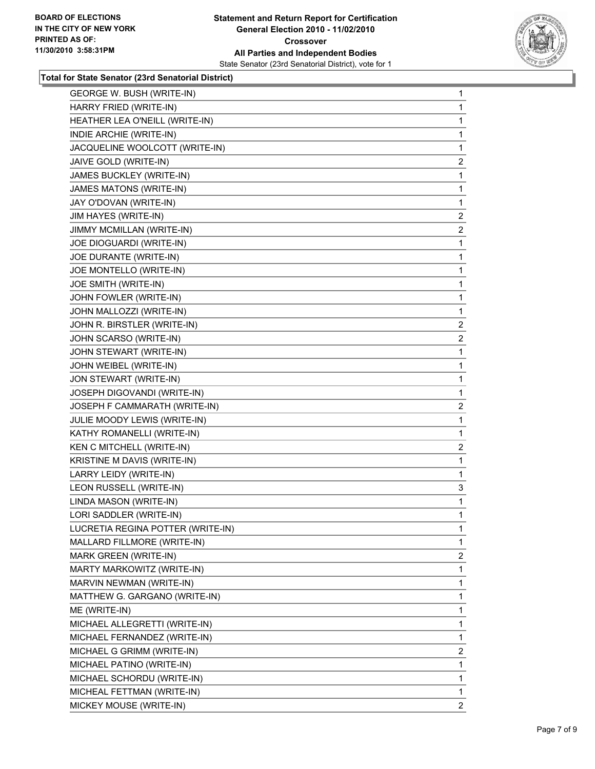**BOARD OF ELECTIONS**
**IN THE CITY OF NEW YORK**
**PRINTED AS OF:**
**11/30/2010 3:58:31PM**

**Statement and Return Report for Certification**
**General Election 2010 - 11/02/2010**
**Crossover**
**All Parties and Independent Bodies**
State Senator (23rd Senatorial District), vote for 1

**Total for State Senator (23rd Senatorial District)**

| | |
|---|---|
| GEORGE W. BUSH (WRITE-IN) | 1 |
| HARRY FRIED (WRITE-IN) | 1 |
| HEATHER LEA O'NEILL (WRITE-IN) | 1 |
| INDIE ARCHIE (WRITE-IN) | 1 |
| JACQUELINE WOOLCOTT (WRITE-IN) | 1 |
| JAIVE GOLD (WRITE-IN) | 2 |
| JAMES BUCKLEY (WRITE-IN) | 1 |
| JAMES MATONS (WRITE-IN) | 1 |
| JAY O'DOVAN (WRITE-IN) | 1 |
| JIM HAYES (WRITE-IN) | 2 |
| JIMMY MCMILLAN (WRITE-IN) | 2 |
| JOE DIOGUARDI (WRITE-IN) | 1 |
| JOE DURANTE (WRITE-IN) | 1 |
| JOE MONTELLO (WRITE-IN) | 1 |
| JOE SMITH (WRITE-IN) | 1 |
| JOHN FOWLER (WRITE-IN) | 1 |
| JOHN MALLOZZI (WRITE-IN) | 1 |
| JOHN R. BIRSTLER (WRITE-IN) | 2 |
| JOHN SCARSO (WRITE-IN) | 2 |
| JOHN STEWART (WRITE-IN) | 1 |
| JOHN WEIBEL (WRITE-IN) | 1 |
| JON STEWART (WRITE-IN) | 1 |
| JOSEPH DIGOVANDI (WRITE-IN) | 1 |
| JOSEPH F CAMMARATH (WRITE-IN) | 2 |
| JULIE MOODY LEWIS (WRITE-IN) | 1 |
| KATHY ROMANELLI (WRITE-IN) | 1 |
| KEN C MITCHELL (WRITE-IN) | 2 |
| KRISTINE M DAVIS (WRITE-IN) | 1 |
| LARRY LEIDY (WRITE-IN) | 1 |
| LEON RUSSELL (WRITE-IN) | 3 |
| LINDA MASON (WRITE-IN) | 1 |
| LORI SADDLER (WRITE-IN) | 1 |
| LUCRETIA REGINA POTTER (WRITE-IN) | 1 |
| MALLARD FILLMORE (WRITE-IN) | 1 |
| MARK GREEN (WRITE-IN) | 2 |
| MARTY MARKOWITZ (WRITE-IN) | 1 |
| MARVIN NEWMAN (WRITE-IN) | 1 |
| MATTHEW G. GARGANO (WRITE-IN) | 1 |
| ME (WRITE-IN) | 1 |
| MICHAEL ALLEGRETTI (WRITE-IN) | 1 |
| MICHAEL FERNANDEZ (WRITE-IN) | 1 |
| MICHAEL G GRIMM (WRITE-IN) | 2 |
| MICHAEL PATINO (WRITE-IN) | 1 |
| MICHAEL SCHORDU (WRITE-IN) | 1 |
| MICHEAL FETTMAN (WRITE-IN) | 1 |
| MICKEY MOUSE (WRITE-IN) | 2 |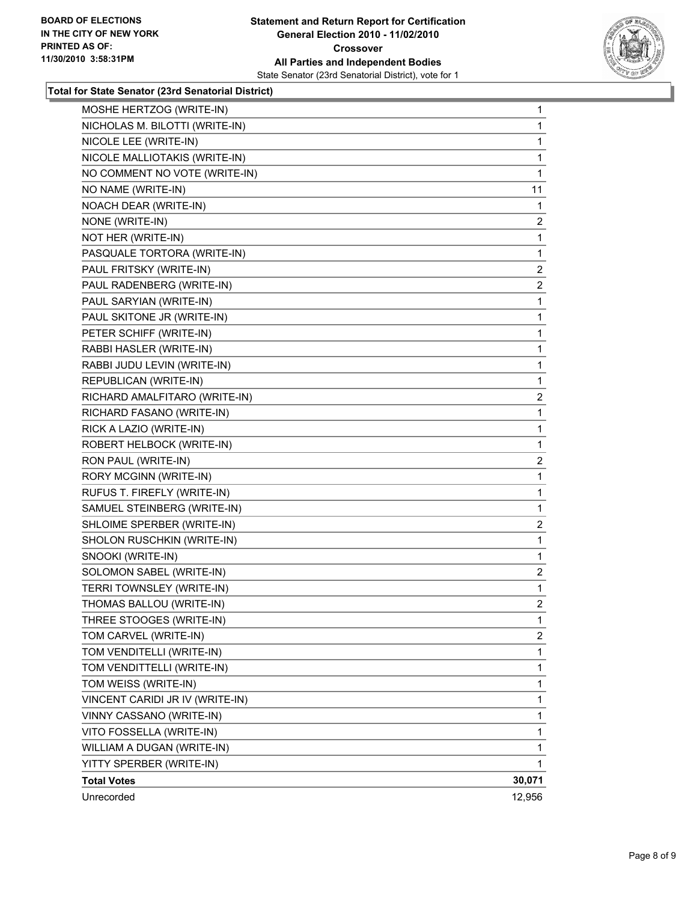**BOARD OF ELECTIONS IN THE CITY OF NEW YORK PRINTED AS OF: 11/30/2010 3:58:31PM**

**Statement and Return Report for Certification**
**General Election 2010 - 11/02/2010**
**Crossover**
**All Parties and Independent Bodies**
State Senator (23rd Senatorial District), vote for 1

### Total for State Senator (23rd Senatorial District)

| Candidate | Votes |
|---|---|
| MOSHE HERTZOG (WRITE-IN) | 1 |
| NICHOLAS M. BILOTTI (WRITE-IN) | 1 |
| NICOLE LEE (WRITE-IN) | 1 |
| NICOLE MALLIOTAKIS (WRITE-IN) | 1 |
| NO COMMENT NO VOTE (WRITE-IN) | 1 |
| NO NAME (WRITE-IN) | 11 |
| NOACH DEAR (WRITE-IN) | 1 |
| NONE (WRITE-IN) | 2 |
| NOT HER (WRITE-IN) | 1 |
| PASQUALE TORTORA (WRITE-IN) | 1 |
| PAUL FRITSKY (WRITE-IN) | 2 |
| PAUL RADENBERG (WRITE-IN) | 2 |
| PAUL SARYIAN (WRITE-IN) | 1 |
| PAUL SKITONE JR (WRITE-IN) | 1 |
| PETER SCHIFF (WRITE-IN) | 1 |
| RABBI HASLER (WRITE-IN) | 1 |
| RABBI JUDU LEVIN (WRITE-IN) | 1 |
| REPUBLICAN (WRITE-IN) | 1 |
| RICHARD AMALFITARO (WRITE-IN) | 2 |
| RICHARD FASANO (WRITE-IN) | 1 |
| RICK A LAZIO (WRITE-IN) | 1 |
| ROBERT HELBOCK (WRITE-IN) | 1 |
| RON PAUL (WRITE-IN) | 2 |
| RORY MCGINN (WRITE-IN) | 1 |
| RUFUS T. FIREFLY (WRITE-IN) | 1 |
| SAMUEL STEINBERG (WRITE-IN) | 1 |
| SHLOIME SPERBER (WRITE-IN) | 2 |
| SHOLON RUSCHKIN (WRITE-IN) | 1 |
| SNOOKI (WRITE-IN) | 1 |
| SOLOMON SABEL (WRITE-IN) | 2 |
| TERRI TOWNSLEY (WRITE-IN) | 1 |
| THOMAS BALLOU (WRITE-IN) | 2 |
| THREE STOOGES (WRITE-IN) | 1 |
| TOM CARVEL (WRITE-IN) | 2 |
| TOM VENDITELLI (WRITE-IN) | 1 |
| TOM VENDITTELLI (WRITE-IN) | 1 |
| TOM WEISS (WRITE-IN) | 1 |
| VINCENT CARIDI JR IV (WRITE-IN) | 1 |
| VINNY CASSANO (WRITE-IN) | 1 |
| VITO FOSSELLA (WRITE-IN) | 1 |
| WILLIAM A DUGAN (WRITE-IN) | 1 |
| YITTY SPERBER (WRITE-IN) | 1 |
| **Total Votes** | **30,071** |
| Unrecorded | 12,956 |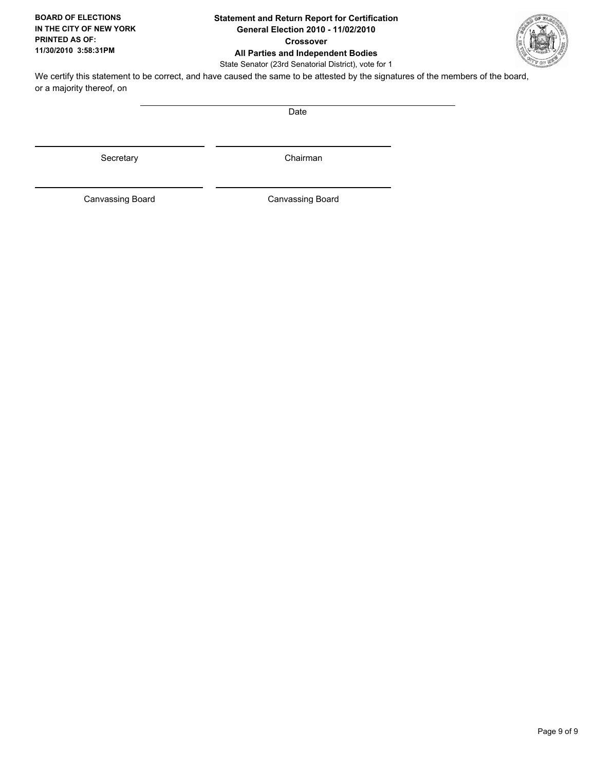We certify this statement to be correct, and have caused the same to be attested by the signatures of the members of the board, or a majority thereof, on

\_\_\_\_\_\_\_\_\_\_\_\_\_\_\_\_\_\_\_\_\_\_\_\_\_\_\_\_\_\_\_\_\_\_\_\_\_\_\_\_
Date

| | |
|---|---|
| Secretary | Chairman |
| Canvassing Board | Canvassing Board |